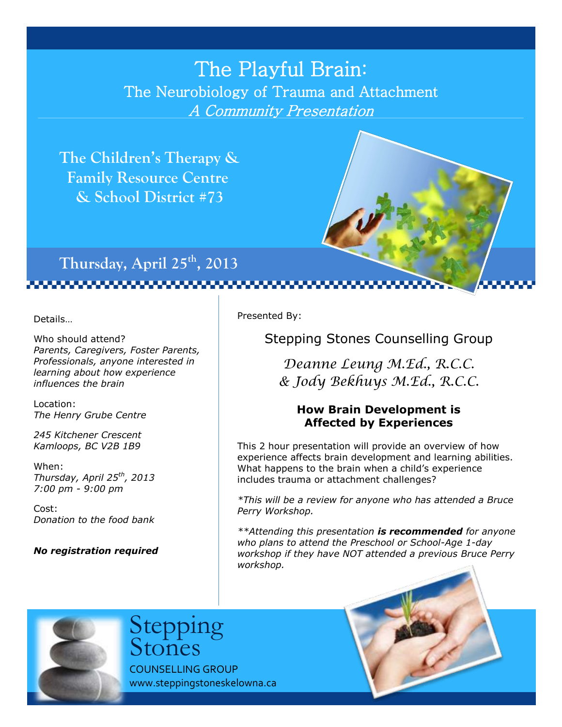# The Playful Brain:

## The Neurobiology of Trauma and Attachment

*A Community Presentation*

**The Children's Therapy & Family Resource Centre & School District #73**

**Thursday, April 25th, 2013**

Details…

Who should attend?
*Parents, Caregivers, Foster Parents, Professionals, anyone interested in learning about how experience influences the brain*

Location:
*The Henry Grube Centre*

*245 Kitchener Crescent
Kamloops, BC V2B 1B9*

When:
*Thursday, April 25th, 2013
7:00 pm - 9:00 pm*

Cost:
*Donation to the food bank*

***No registration required***

Presented By:

Stepping Stones Counselling Group

*Deanne Leung M.Ed., R.C.C.
& Jody Bekhuys M.Ed., R.C.C.*

### How Brain Development is Affected by Experiences

This 2 hour presentation will provide an overview of how experience affects brain development and learning abilities. What happens to the brain when a child's experience includes trauma or attachment challenges?

*\*This will be a review for anyone who has attended a Bruce Perry Workshop.*

*\*\*Attending this presentation **is recommended** for anyone who plans to attend the Preschool or School-Age 1-day workshop if they have NOT attended a previous Bruce Perry workshop.*

Stepping Stones
COUNSELLING GROUP
www.steppingstoneskelowna.ca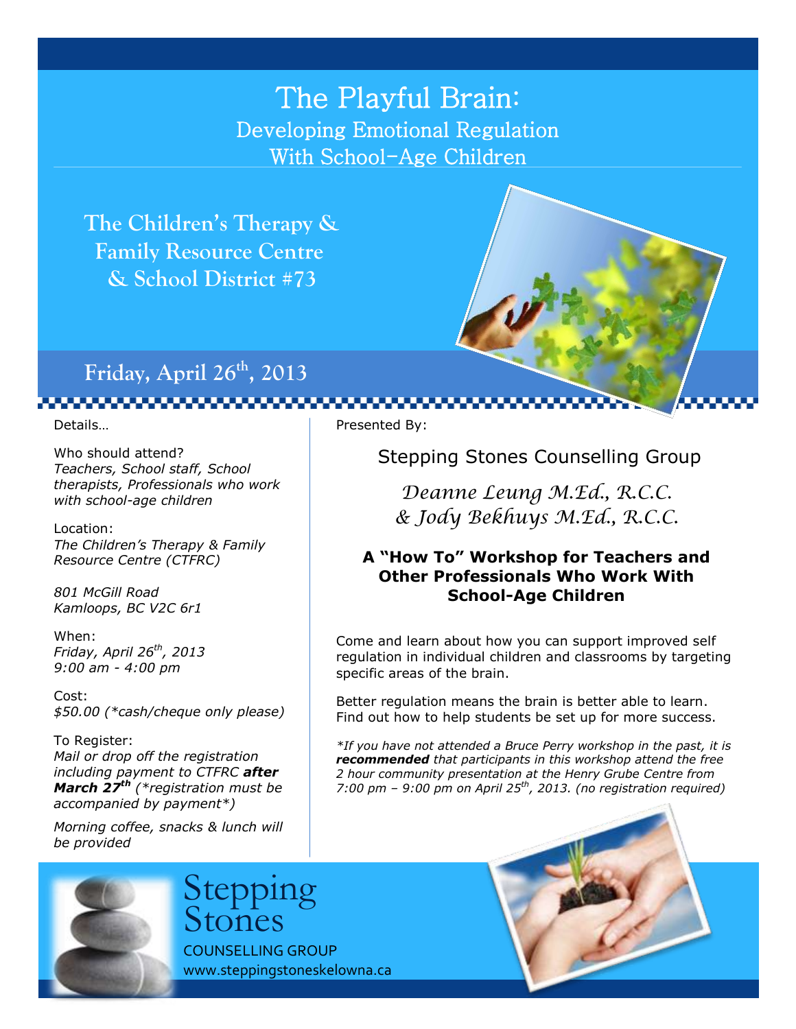# The Playful Brain:

## Developing Emotional Regulation With School-Age Children

**The Children's Therapy & Family Resource Centre & School District #73**

**Friday, April 26th, 2013**

Details…

Who should attend?
*Teachers, School staff, School therapists, Professionals who work with school-age children*

Location:
*The Children's Therapy & Family Resource Centre (CTFRC)*

*801 McGill Road*
*Kamloops, BC V2C 6r1*

When:
*Friday, April 26th, 2013*
*9:00 am - 4:00 pm*

Cost:
*$50.00 (*cash/cheque only please)*

To Register:
*Mail or drop off the registration including payment to CTFRC* ***after March 27th*** *(*registration must be accompanied by payment*)*

*Morning coffee, snacks & lunch will be provided*

Presented By:

Stepping Stones Counselling Group

*Deanne Leung M.Ed., R.C.C.*
*& Jody Bekhuys M.Ed., R.C.C.*

**A "How To" Workshop for Teachers and Other Professionals Who Work With School-Age Children**

Come and learn about how you can support improved self regulation in individual children and classrooms by targeting specific areas of the brain.

Better regulation means the brain is better able to learn. Find out how to help students be set up for more success.

**If you have not attended a Bruce Perry workshop in the past, it is* ***recommended*** *that participants in this workshop attend the free 2 hour community presentation at the Henry Grube Centre from 7:00 pm – 9:00 pm on April 25th, 2013. (no registration required)*

Stepping Stones
COUNSELLING GROUP
www.steppingstoneskelowna.ca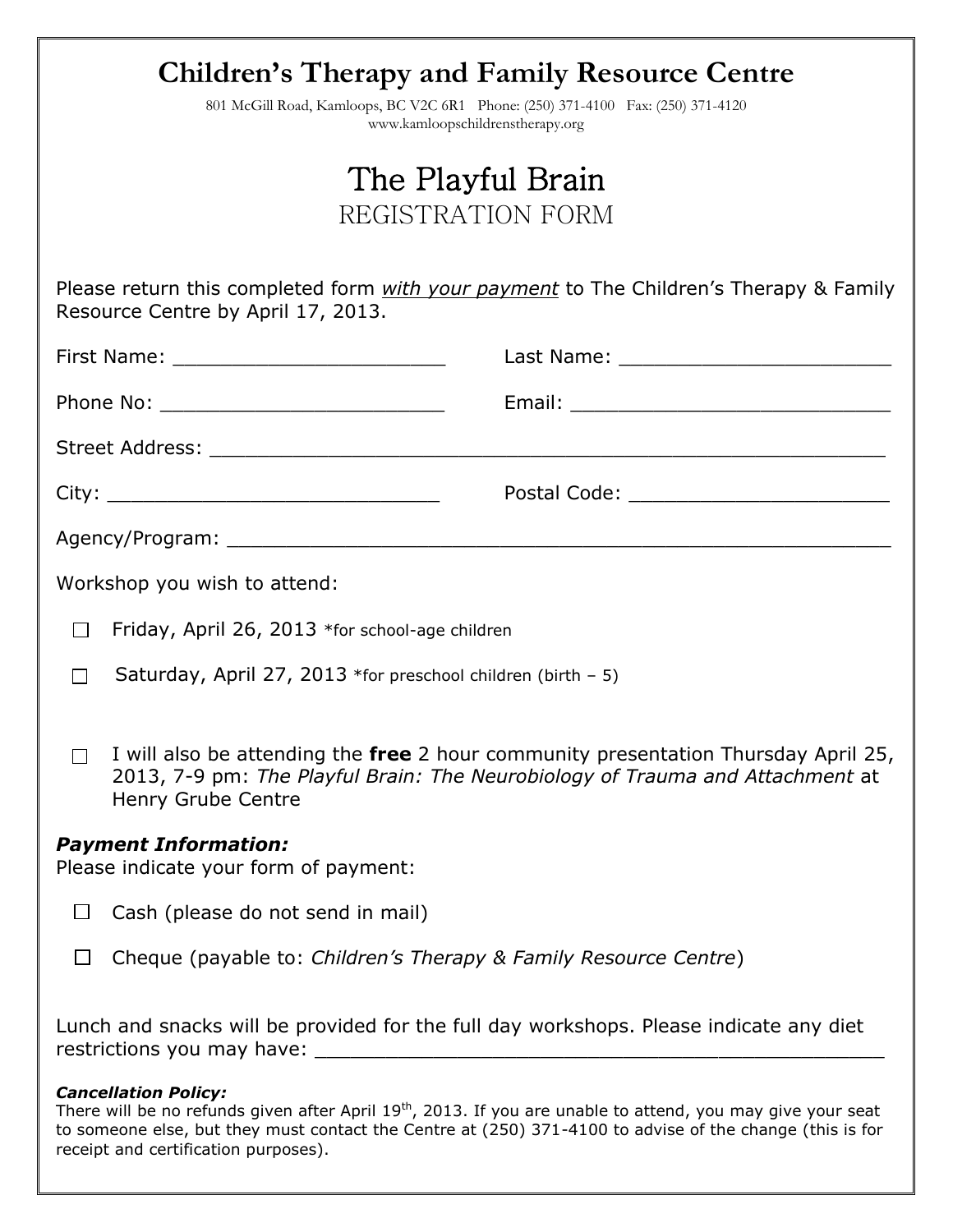# Children's Therapy and Family Resource Centre

801 McGill Road, Kamloops, BC V2C 6R1 Phone: (250) 371-4100 Fax: (250) 371-4120
www.kamloopschildrenstherapy.org

## The Playful Brain

REGISTRATION FORM

Please return this completed form *with your payment* to The Children's Therapy & Family Resource Centre by April 17, 2013.

First Name: _______________________ Last Name: _______________________

Phone No: ________________________ Email: ___________________________

Street Address: _________________________________________________________

City: ____________________________ Postal Code: ______________________

Agency/Program: _________________________________________________________

Workshop you wish to attend:

☐ Friday, April 26, 2013 *for school-age children

☐ Saturday, April 27, 2013 *for preschool children (birth – 5)

☐ I will also be attending the **free** 2 hour community presentation Thursday April 25, 2013, 7-9 pm: *The Playful Brain: The Neurobiology of Trauma and Attachment* at Henry Grube Centre

***Payment Information:***
Please indicate your form of payment:

☐ Cash (please do not send in mail)

☐ Cheque (payable to: *Children's Therapy & Family Resource Centre*)

Lunch and snacks will be provided for the full day workshops. Please indicate any diet restrictions you may have: _______________________________________________

***Cancellation Policy:***
There will be no refunds given after April 19th, 2013. If you are unable to attend, you may give your seat to someone else, but they must contact the Centre at (250) 371-4100 to advise of the change (this is for receipt and certification purposes).